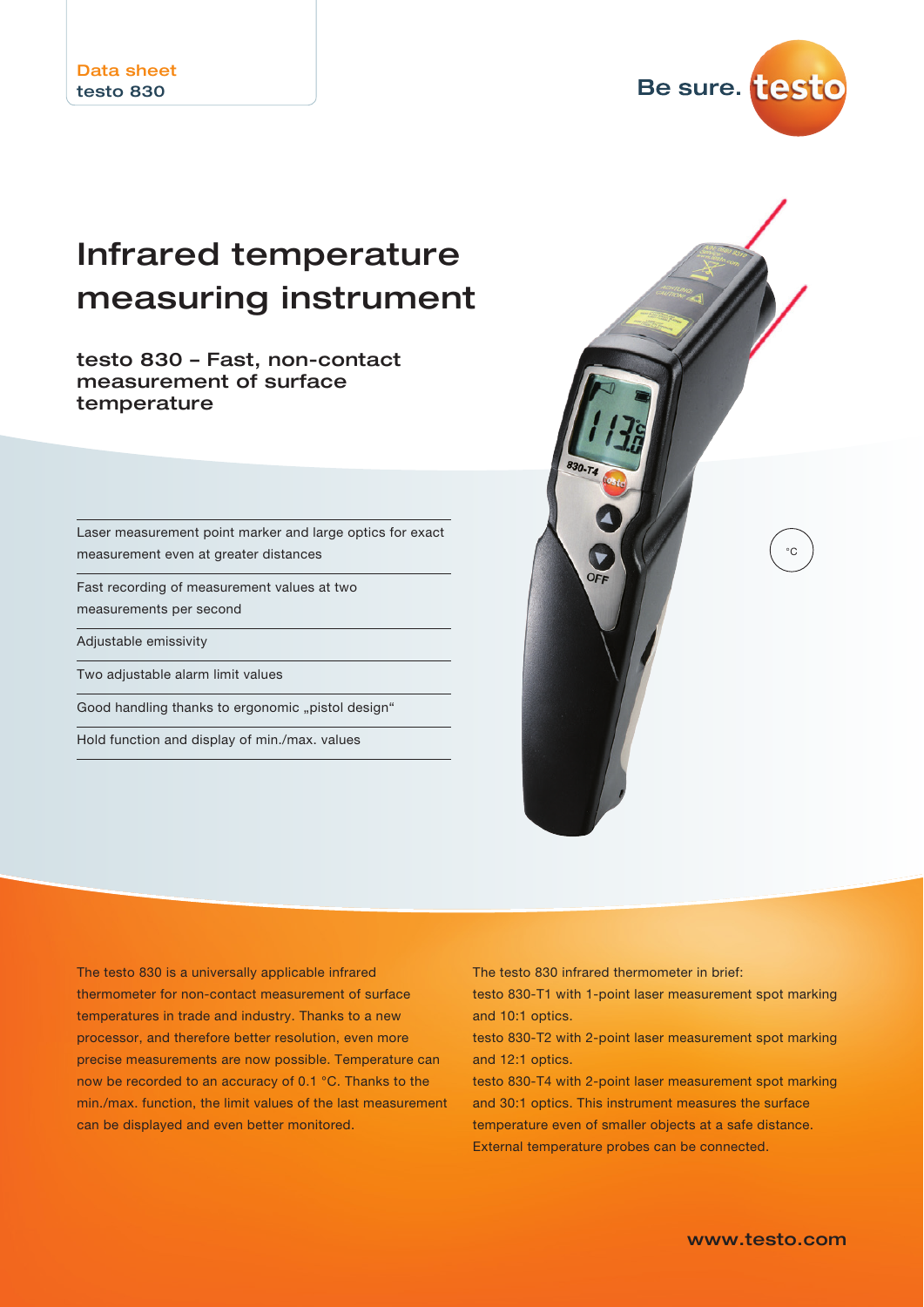Data sheet
testo 830

Be sure. testo

# Infrared temperature measuring instrument

## testo 830 – Fast, non-contact measurement of surface temperature

- Laser measurement point marker and large optics for exact measurement even at greater distances
- Fast recording of measurement values at two measurements per second
- Adjustable emissivity
- Two adjustable alarm limit values
- Good handling thanks to ergonomic „pistol design“
- Hold function and display of min./max. values

°C

The testo 830 is a universally applicable infrared thermometer for non-contact measurement of surface temperatures in trade and industry. Thanks to a new processor, and therefore better resolution, even more precise measurements are now possible. Temperature can now be recorded to an accuracy of 0.1 °C. Thanks to the min./max. function, the limit values of the last measurement can be displayed and even better monitored.

The testo 830 infrared thermometer in brief:

testo 830-T1 with 1-point laser measurement spot marking and 10:1 optics.

testo 830-T2 with 2-point laser measurement spot marking and 12:1 optics.

testo 830-T4 with 2-point laser measurement spot marking and 30:1 optics. This instrument measures the surface temperature even of smaller objects at a safe distance. External temperature probes can be connected.

www.testo.com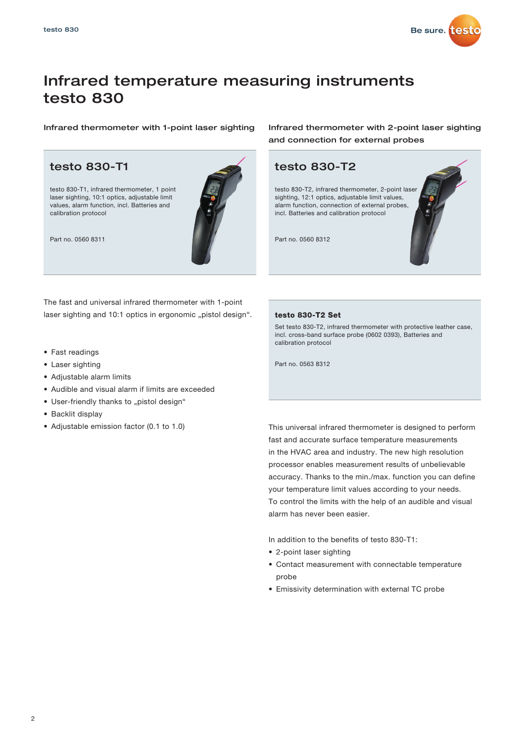# Infrared temperature measuring instruments testo 830

### Infrared thermometer with 1-point laser sighting

## testo 830-T1

testo 830-T1, infrared thermometer, 1 point laser sighting, 10:1 optics, adjustable limit values, alarm function, incl. Batteries and calibration protocol

Part no. 0560 8311

The fast and universal infrared thermometer with 1-point laser sighting and 10:1 optics in ergonomic „pistol design".

- Fast readings
- Laser sighting
- Adjustable alarm limits
- Audible and visual alarm if limits are exceeded
- User-friendly thanks to „pistol design"
- Backlit display
- Adjustable emission factor (0.1 to 1.0)

### Infrared thermometer with 2-point laser sighting and connection for external probes

## testo 830-T2

testo 830-T2, infrared thermometer, 2-point laser sighting, 12:1 optics, adjustable limit values, alarm function, connection of external probes, incl. Batteries and calibration protocol

Part no. 0560 8312

**testo 830-T2 Set**

Set testo 830-T2, infrared thermometer with protective leather case, incl. cross-band surface probe (0602 0393), Batteries and calibration protocol

Part no. 0563 8312

This universal infrared thermometer is designed to perform fast and accurate surface temperature measurements in the HVAC area and industry. The new high resolution processor enables measurement results of unbelievable accuracy. Thanks to the min./max. function you can define your temperature limit values according to your needs. To control the limits with the help of an audible and visual alarm has never been easier.

In addition to the benefits of testo 830-T1:

- 2-point laser sighting
- Contact measurement with connectable temperature probe
- Emissivity determination with external TC probe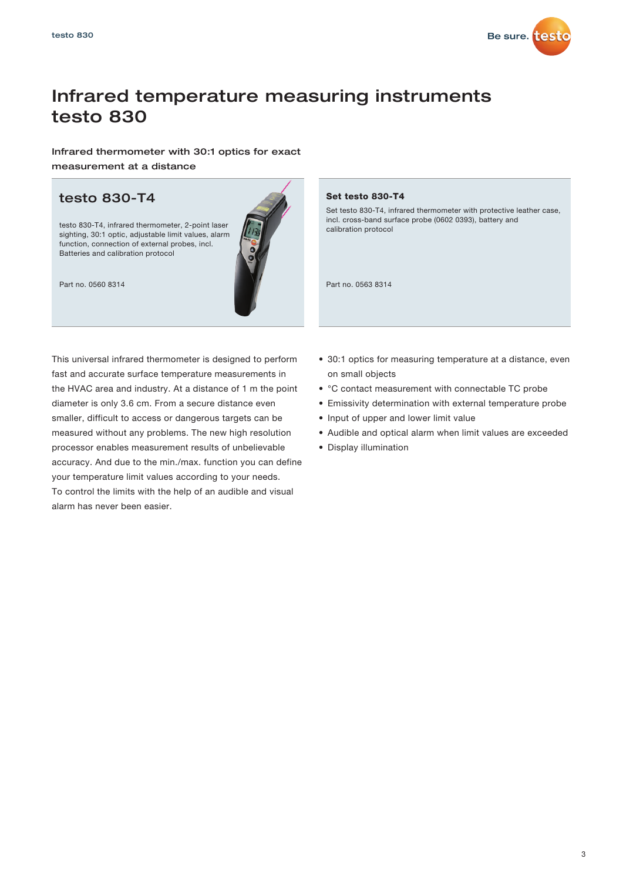# Infrared temperature measuring instruments testo 830

**Infrared thermometer with 30:1 optics for exact measurement at a distance**

## testo 830-T4

testo 830-T4, infrared thermometer, 2-point laser sighting, 30:1 optic, adjustable limit values, alarm function, connection of external probes, incl. Batteries and calibration protocol

Part no. 0560 8314

### Set testo 830-T4

Set testo 830-T4, infrared thermometer with protective leather case, incl. cross-band surface probe (0602 0393), battery and calibration protocol

Part no. 0563 8314

This universal infrared thermometer is designed to perform fast and accurate surface temperature measurements in the HVAC area and industry. At a distance of 1 m the point diameter is only 3.6 cm. From a secure distance even smaller, difficult to access or dangerous targets can be measured without any problems. The new high resolution processor enables measurement results of unbelievable accuracy. And due to the min./max. function you can define your temperature limit values according to your needs. To control the limits with the help of an audible and visual alarm has never been easier.

- 30:1 optics for measuring temperature at a distance, even on small objects
- °C contact measurement with connectable TC probe
- Emissivity determination with external temperature probe
- Input of upper and lower limit value
- Audible and optical alarm when limit values are exceeded
- Display illumination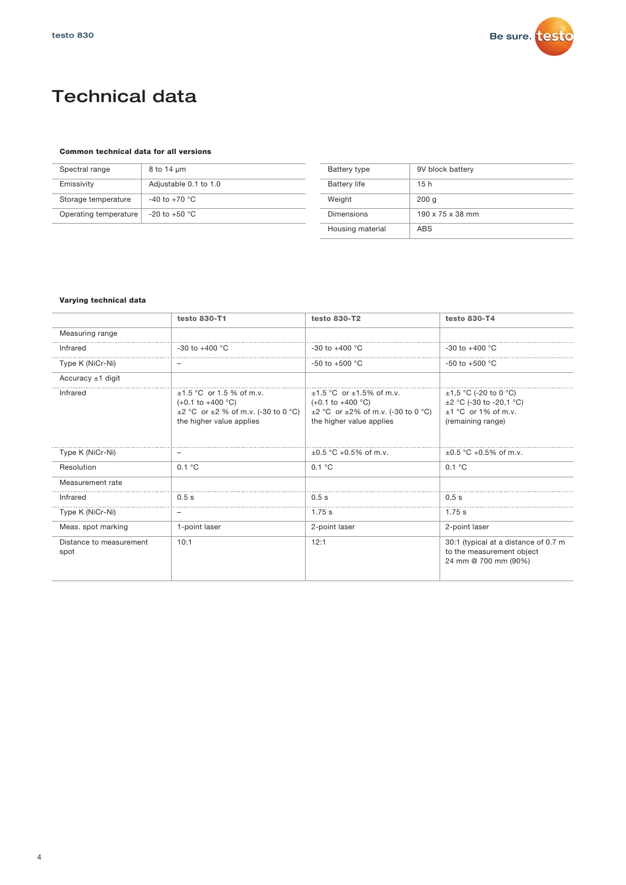# Technical data

**Common technical data for all versions**

| | |
|---|---|
| Spectral range | 8 to 14 µm |
| Emissivity | Adjustable 0.1 to 1.0 |
| Storage temperature | -40 to +70 °C |
| Operating temperature | -20 to +50 °C |

| | |
|---|---|
| Battery type | 9V block battery |
| Battery life | 15 h |
| Weight | 200 g |
| Dimensions | 190 x 75 x 38 mm |
| Housing material | ABS |

**Varying technical data**

| | testo 830-T1 | testo 830-T2 | testo 830-T4 |
|---|---|---|---|
| Measuring range | | | |
| Infrared | -30 to +400 °C | -30 to +400 °C | -30 to +400 °C |
| Type K (NiCr-Ni) | – | -50 to +500 °C | -50 to +500 °C |
| Accuracy ±1 digit | | | |
| Infrared | ±1.5 °C or 1.5 % of m.v. (+0.1 to +400 °C) ±2 °C or ±2 % of m.v. (-30 to 0 °C) the higher value applies | ±1.5 °C or ±1.5% of m.v. (+0.1 to +400 °C) ±2 °C or ±2% of m.v. (-30 to 0 °C) the higher value applies | ±1,5 °C (-20 to 0 °C) ±2 °C (-30 to -20,1 °C) ±1 °C or 1% of m.v. (remaining range) |
| Type K (NiCr-Ni) | – | ±0.5 °C +0.5% of m.v. | ±0.5 °C +0.5% of m.v. |
| Resolution | 0.1 °C | 0.1 °C | 0.1 °C |
| Measurement rate | | | |
| Infrared | 0.5 s | 0.5 s | 0,5 s |
| Type K (NiCr-Ni) | – | 1.75 s | 1.75 s |
| Meas. spot marking | 1-point laser | 2-point laser | 2-point laser |
| Distance to measurement spot | 10:1 | 12:1 | 30:1 (typical at a distance of 0.7 m to the measurement object 24 mm @ 700 mm (90%) |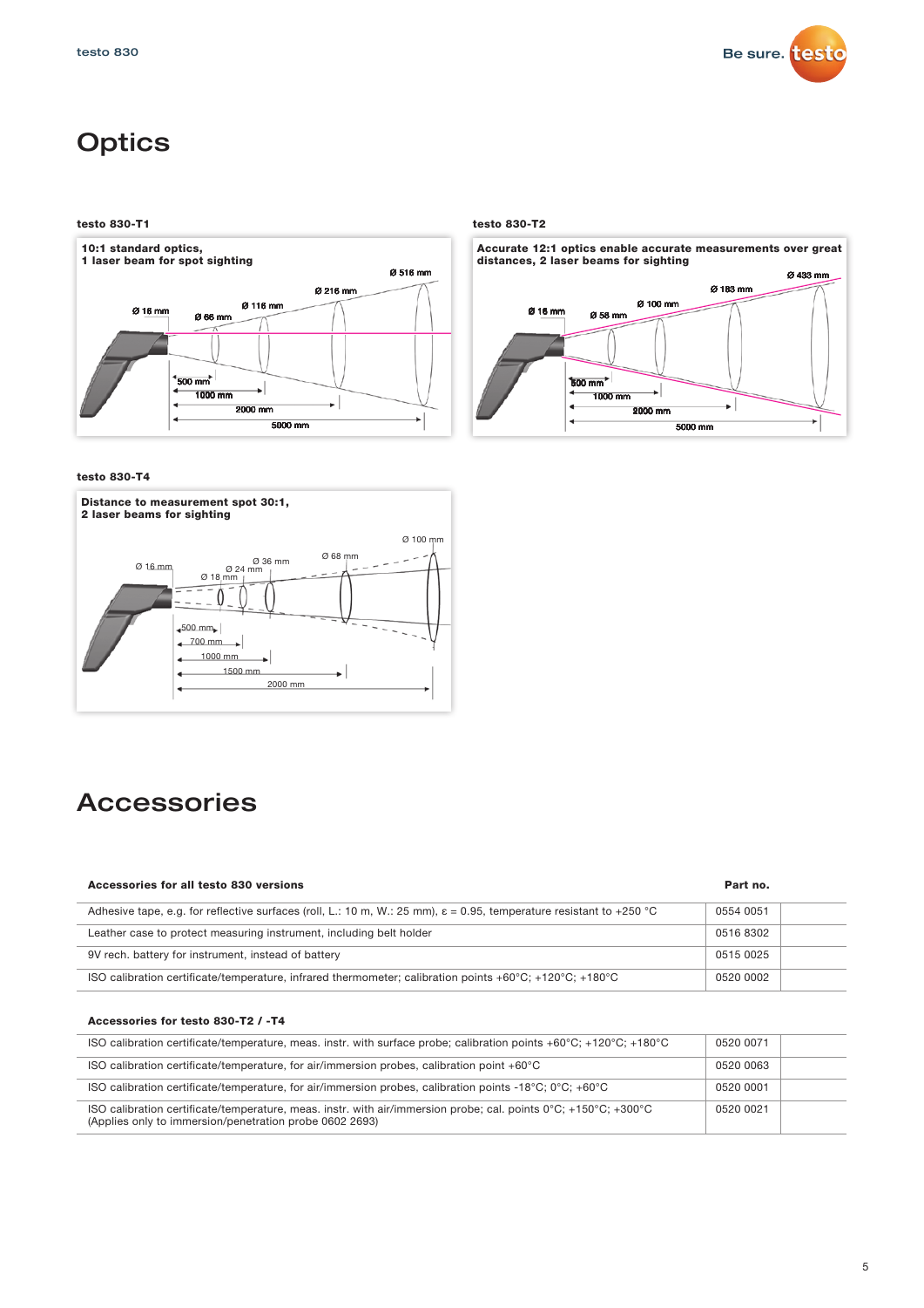# Optics

**testo 830-T1**

**10:1 standard optics,**
**1 laser beam for spot sighting**

Ø 16 mm, Ø 66 mm, Ø 116 mm, Ø 216 mm, Ø 516 mm
500 mm, 1000 mm, 2000 mm, 5000 mm

**testo 830-T2**

**Accurate 12:1 optics enable accurate measurements over great distances, 2 laser beams for sighting**

Ø 16 mm, Ø 58 mm, Ø 100 mm, Ø 183 mm, Ø 433 mm
500 mm, 1000 mm, 2000 mm, 5000 mm

**testo 830-T4**

**Distance to measurement spot 30:1,**
**2 laser beams for sighting**

Ø 16 mm, Ø 18 mm, Ø 24 mm, Ø 36 mm, Ø 68 mm, Ø 100 mm
500 mm, 700 mm, 1000 mm, 1500 mm, 2000 mm

# Accessories

| Accessories for all testo 830 versions | Part no. |
|---|---|
| Adhesive tape, e.g. for reflective surfaces (roll, L.: 10 m, W.: 25 mm), ε = 0.95, temperature resistant to +250 °C | 0554 0051 |
| Leather case to protect measuring instrument, including belt holder | 0516 8302 |
| 9V rech. battery for instrument, instead of battery | 0515 0025 |
| ISO calibration certificate/temperature, infrared thermometer; calibration points +60°C; +120°C; +180°C | 0520 0002 |

| Accessories for testo 830-T2 / -T4 | |
|---|---|
| ISO calibration certificate/temperature, meas. instr. with surface probe; calibration points +60°C; +120°C; +180°C | 0520 0071 |
| ISO calibration certificate/temperature, for air/immersion probes, calibration point +60°C | 0520 0063 |
| ISO calibration certificate/temperature, for air/immersion probes, calibration points -18°C; 0°C; +60°C | 0520 0001 |
| ISO calibration certificate/temperature, meas. instr. with air/immersion probe; cal. points 0°C; +150°C; +300°C (Applies only to immersion/penetration probe 0602 2693) | 0520 0021 |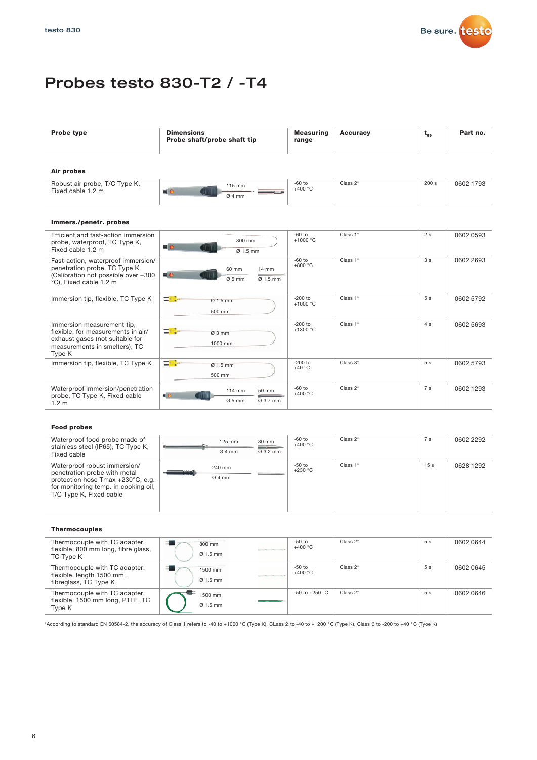# Probes testo 830-T2 / -T4

| Probe type | Dimensions Probe shaft/probe shaft tip | Measuring range | Accuracy | $t_{99}$ | Part no. |
|---|---|---|---|---|---|
| **Air probes** | | | | | |
| Robust air probe, T/C Type K, Fixed cable 1.2 m | 115 mm, Ø 4 mm | -60 to +400 °C | Class 2* | 200 s | 0602 1793 |
| **Immers./penetr. probes** | | | | | |
| Efficient and fast-action immersion probe, waterproof, TC Type K, Fixed cable 1.2 m | 300 mm, Ø 1.5 mm | -60 to +1000 °C | Class 1* | 2 s | 0602 0593 |
| Fast-action, waterproof immersion/penetration probe, TC Type K (Calibration not possible over +300 °C), Fixed cable 1.2 m | 60 mm, Ø 5 mm; 14 mm, Ø 1.5 mm | -60 to +800 °C | Class 1* | 3 s | 0602 2693 |
| Immersion tip, flexible, TC Type K | Ø 1.5 mm, 500 mm | -200 to +1000 °C | Class 1* | 5 s | 0602 5792 |
| Immersion measurement tip, flexible, for measurements in air/exhaust gases (not suitable for measurements in smelters), TC Type K | Ø 3 mm, 1000 mm | -200 to +1300 °C | Class 1* | 4 s | 0602 5693 |
| Immersion tip, flexible, TC Type K | Ø 1.5 mm, 500 mm | -200 to +40 °C | Class 3* | 5 s | 0602 5793 |
| Waterproof immersion/penetration probe, TC Type K, Fixed cable 1.2 m | 114 mm, Ø 5 mm; 50 mm, Ø 3.7 mm | -60 to +400 °C | Class 2* | 7 s | 0602 1293 |
| **Food probes** | | | | | |
| Waterproof food probe made of stainless steel (IP65), TC Type K, Fixed cable | 125 mm, Ø 4 mm; 30 mm, Ø 3.2 mm | -60 to +400 °C | Class 2* | 7 s | 0602 2292 |
| Waterproof robust immersion/penetration probe with metal protection hose Tmax +230°C, e.g. for monitoring temp. in cooking oil, T/C Type K, Fixed cable | 240 mm, Ø 4 mm | -50 to +230 °C | Class 1* | 15 s | 0628 1292 |
| **Thermocouples** | | | | | |
| Thermocouple with TC adapter, flexible, 800 mm long, fibre glass, TC Type K | 800 mm, Ø 1.5 mm | -50 to +400 °C | Class 2* | 5 s | 0602 0644 |
| Thermocouple with TC adapter, flexible, length 1500 mm , fibreglass, TC Type K | 1500 mm, Ø 1.5 mm | -50 to +400 °C | Class 2* | 5 s | 0602 0645 |
| Thermocouple with TC adapter, flexible, 1500 mm long, PTFE, TC Type K | 1500 mm, Ø 1.5 mm | -50 to +250 °C | Class 2* | 5 s | 0602 0646 |

*According to standard EN 60584-2, the accuracy of Class 1 refers to -40 to +1000 °C (Type K), CLass 2 to -40 to +1200 °C (Type K), Class 3 to -200 to +40 °C (Tyoe K)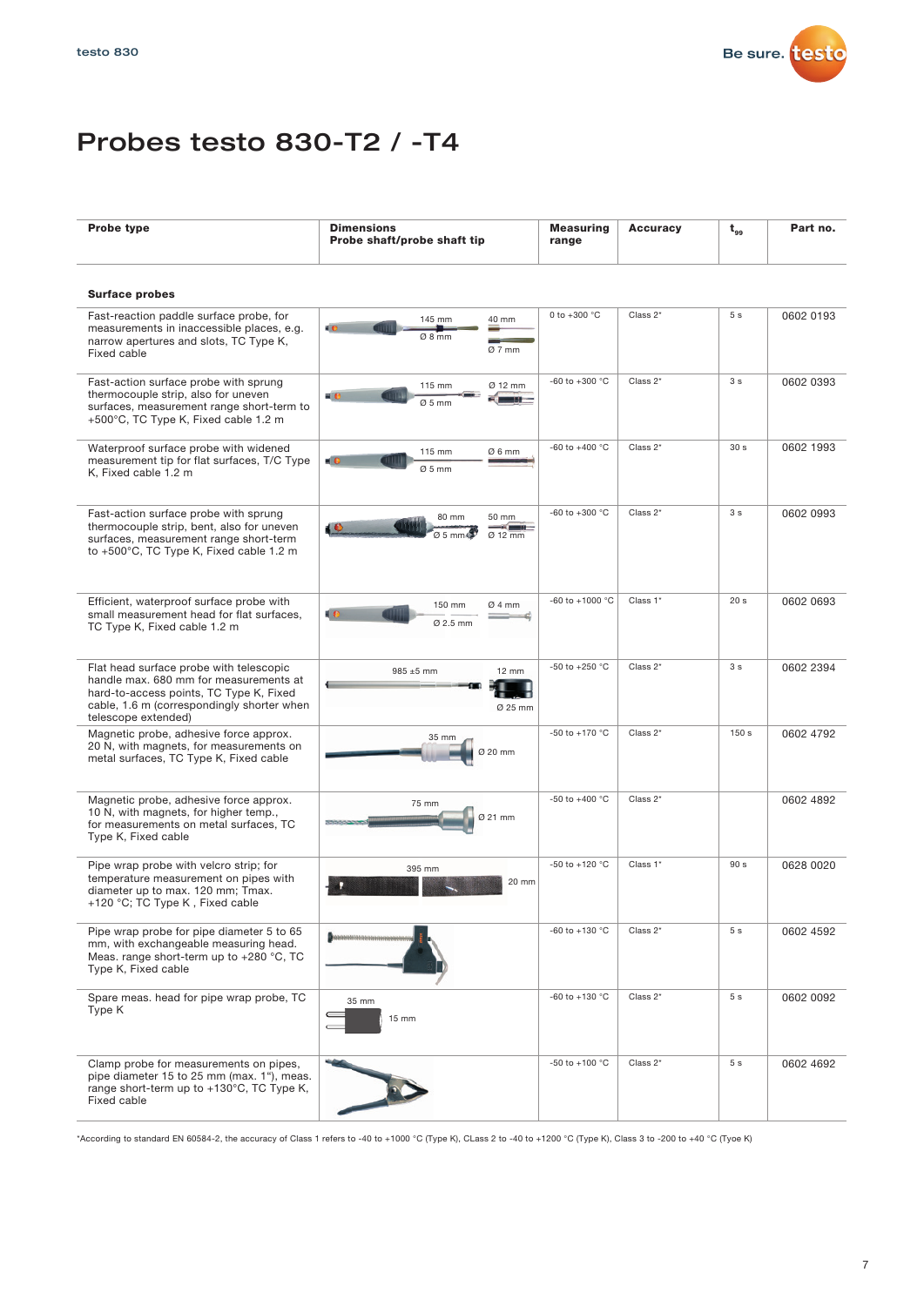// Probes testo 830-T2 / -T4

| Probe type | Dimensions Probe shaft/probe shaft tip | Measuring range | Accuracy | $t_{99}$ | Part no. |
|---|---|---|---|---|---|
| **Surface probes** | | | | | |
| Fast-reaction paddle surface probe, for measurements in inaccessible places, e.g. narrow apertures and slots, TC Type K, Fixed cable | 145 mm, Ø 8 mm, 40 mm, Ø 7 mm | 0 to +300 °C | Class 2* | 5 s | 0602 0193 |
| Fast-action surface probe with sprung thermocouple strip, also for uneven surfaces, measurement range short-term to +500°C, TC Type K, Fixed cable 1.2 m | 115 mm, Ø 5 mm, Ø 12 mm | -60 to +300 °C | Class 2* | 3 s | 0602 0393 |
| Waterproof surface probe with widened measurement tip for flat surfaces, T/C Type K, Fixed cable 1.2 m | 115 mm, Ø 5 mm, Ø 6 mm | -60 to +400 °C | Class 2* | 30 s | 0602 1993 |
| Fast-action surface probe with sprung thermocouple strip, bent, also for uneven surfaces, measurement range short-term to +500°C, TC Type K, Fixed cable 1.2 m | 80 mm, Ø 5 mm, 50 mm, Ø 12 mm | -60 to +300 °C | Class 2* | 3 s | 0602 0993 |
| Efficient, waterproof surface probe with small measurement head for flat surfaces, TC Type K, Fixed cable 1.2 m | 150 mm, Ø 2.5 mm, Ø 4 mm | -60 to +1000 °C | Class 1* | 20 s | 0602 0693 |
| Flat head surface probe with telescopic handle max. 680 mm for measurements at hard-to-access points, TC Type K, Fixed cable, 1.6 m (correspondingly shorter when telescope extended) | 985 ±5 mm, 12 mm, Ø 25 mm | -50 to +250 °C | Class 2* | 3 s | 0602 2394 |
| Magnetic probe, adhesive force approx. 20 N, with magnets, for measurements on metal surfaces, TC Type K, Fixed cable | 35 mm, Ø 20 mm | -50 to +170 °C | Class 2* | 150 s | 0602 4792 |
| Magnetic probe, adhesive force approx. 10 N, with magnets, for higher temp., for measurements on metal surfaces, TC Type K, Fixed cable | 75 mm, Ø 21 mm | -50 to +400 °C | Class 2* | | 0602 4892 |
| Pipe wrap probe with velcro strip; for temperature measurement on pipes with diameter up to max. 120 mm; Tmax. +120 °C; TC Type K , Fixed cable | 395 mm, 20 mm | -50 to +120 °C | Class 1* | 90 s | 0628 0020 |
| Pipe wrap probe for pipe diameter 5 to 65 mm, with exchangeable measuring head. Meas. range short-term up to +280 °C, TC Type K, Fixed cable | | -60 to +130 °C | Class 2* | 5 s | 0602 4592 |
| Spare meas. head for pipe wrap probe, TC Type K | 35 mm, 15 mm | -60 to +130 °C | Class 2* | 5 s | 0602 0092 |
| Clamp probe for measurements on pipes, pipe diameter 15 to 25 mm (max. 1"), meas. range short-term up to +130°C, TC Type K, Fixed cable | | -50 to +100 °C | Class 2* | 5 s | 0602 4692 |

*According to standard EN 60584-2, the accuracy of Class 1 refers to -40 to +1000 °C (Type K), CLass 2 to -40 to +1200 °C (Type K), Class 3 to -200 to +40 °C (Tyoe K)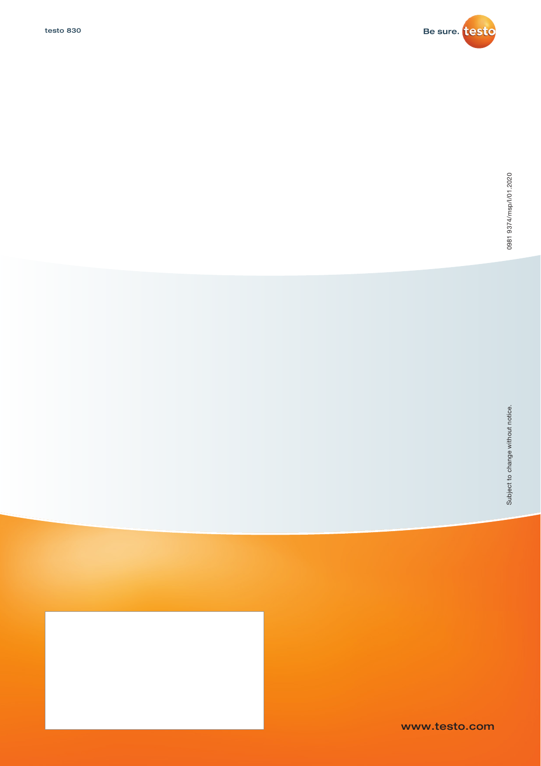testo 830

Be sure. testo

0981 9374/msp/I/01.2020

Subject to change without notice.

www.testo.com